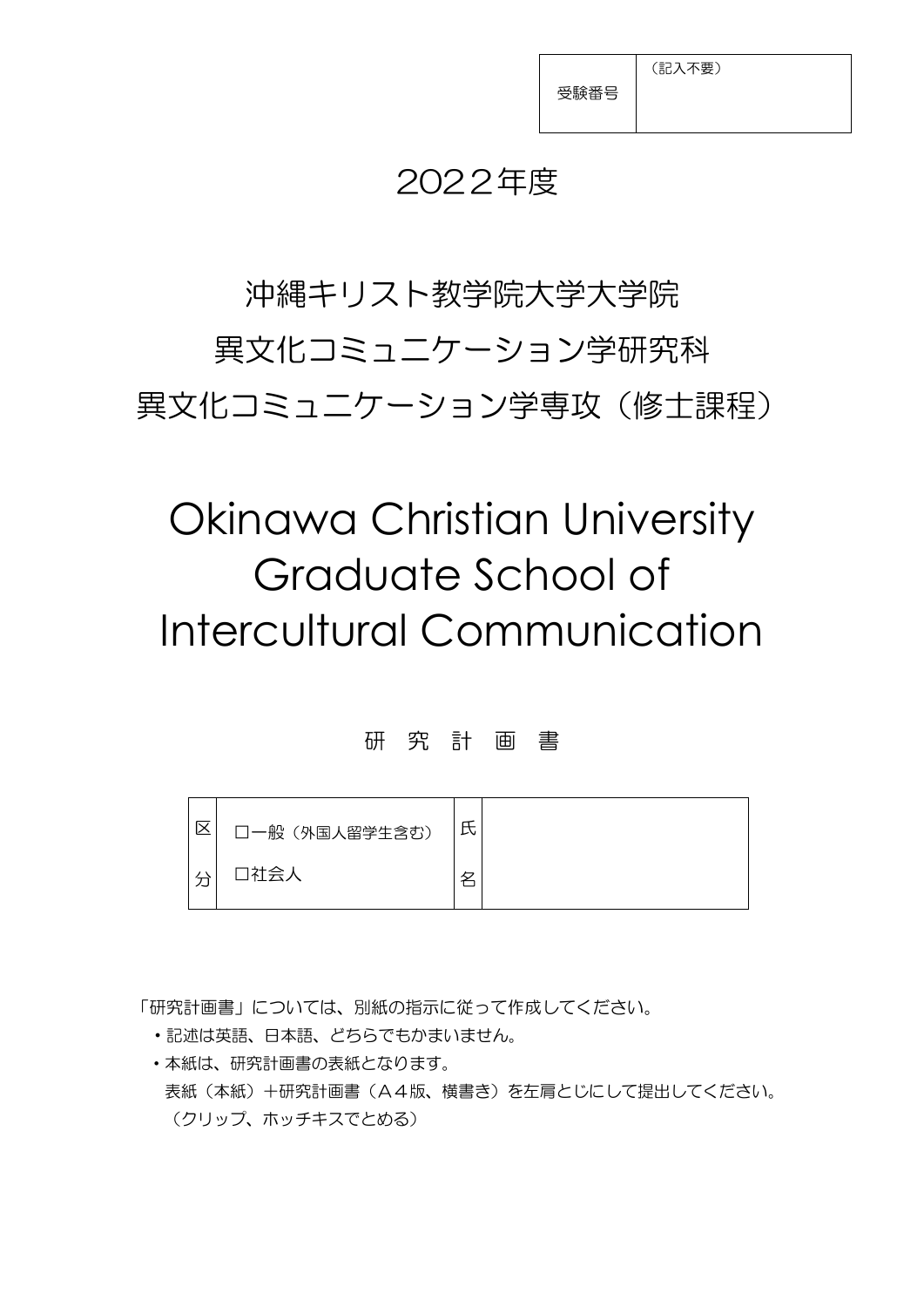| 受験番号 | （記入不要） |
| --- | --- |

# 2022年度

# 沖縄キリスト教学院大学大学院
# 異文化コミュニケーション学研究科
# 異文化コミュニケーション学専攻（修士課程）

# Okinawa Christian University Graduate School of Intercultural Communication

## 研　究　計　画　書

| 区分 | □一般（外国人留学生含む）<br>□社会人 | 氏名 | |
| --- | --- | --- | --- |

「研究計画書」については、別紙の指示に従って作成してください。

- 記述は英語、日本語、どちらでもかまいません。
- 本紙は、研究計画書の表紙となります。
  表紙（本紙）＋研究計画書（Ａ４版、横書き）を左肩とじにして提出してください。
  （クリップ、ホッチキスでとめる）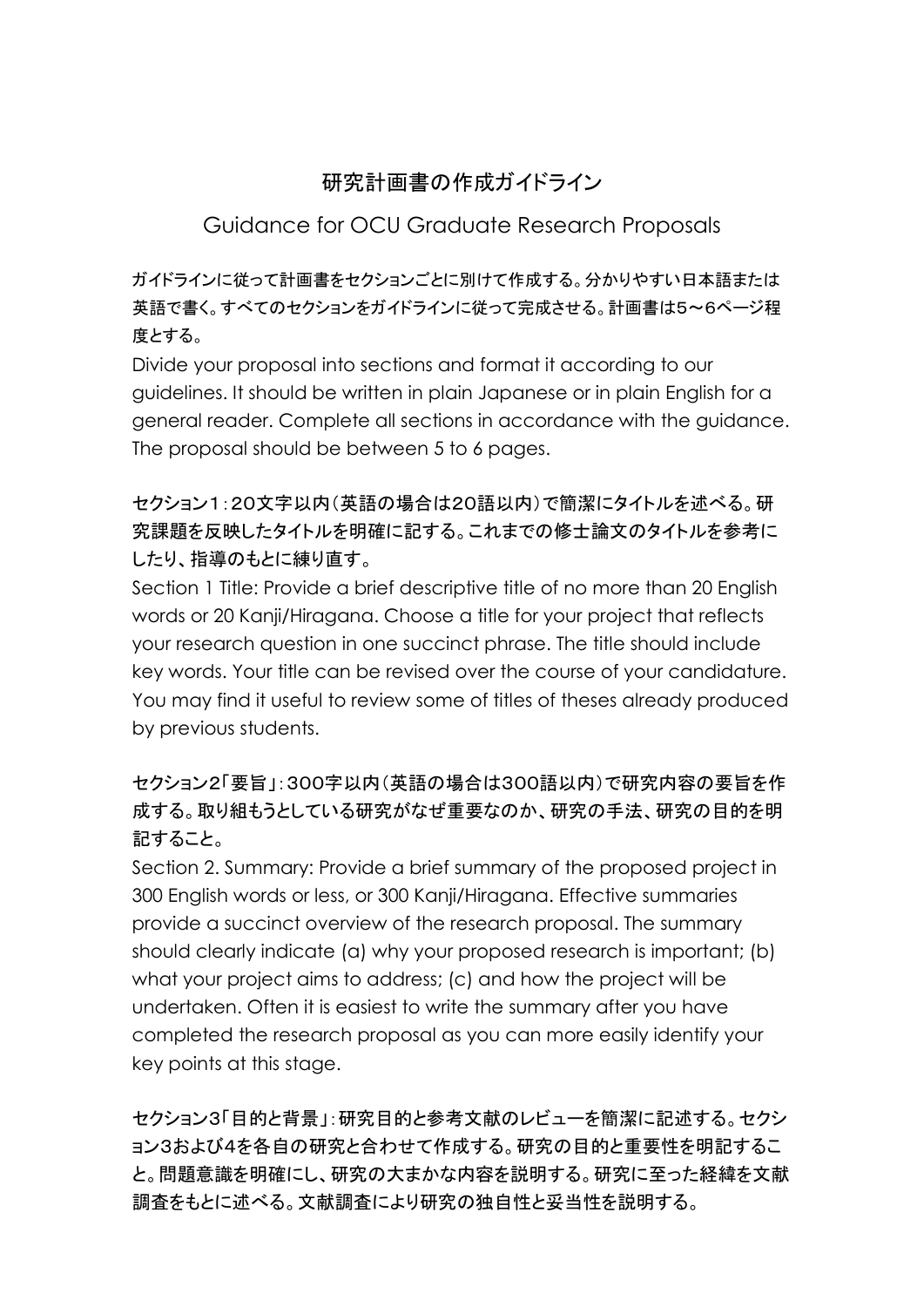# 研究計画書の作成ガイドライン

## Guidance for OCU Graduate Research Proposals

ガイドラインに従って計画書をセクションごとに別けて作成する。分かりやすい日本語または英語で書く。すべてのセクションをガイドラインに従って完成させる。計画書は5〜6ページ程度とする。

Divide your proposal into sections and format it according to our guidelines. It should be written in plain Japanese or in plain English for a general reader. Complete all sections in accordance with the guidance. The proposal should be between 5 to 6 pages.

**セクション1：20文字以内（英語の場合は20語以内）で簡潔にタイトルを述べる。研究課題を反映したタイトルを明確に記する。これまでの修士論文のタイトルを参考にしたり、指導のもとに練り直す。**

Section 1 Title: Provide a brief descriptive title of no more than 20 English words or 20 Kanji/Hiragana. Choose a title for your project that reflects your research question in one succinct phrase. The title should include key words. Your title can be revised over the course of your candidature. You may find it useful to review some of titles of theses already produced by previous students.

**セクション2「要旨」：300字以内（英語の場合は300語以内）で研究内容の要旨を作成する。取り組もうとしている研究がなぜ重要なのか、研究の手法、研究の目的を明記すること。**

Section 2. Summary: Provide a brief summary of the proposed project in 300 English words or less, or 300 Kanji/Hiragana. Effective summaries provide a succinct overview of the research proposal. The summary should clearly indicate (a) why your proposed research is important; (b) what your project aims to address; (c) and how the project will be undertaken. Often it is easiest to write the summary after you have completed the research proposal as you can more easily identify your key points at this stage.

**セクション3「目的と背景」：研究目的と参考文献のレビューを簡潔に記述する。セクション3および4を各自の研究と合わせて作成する。研究の目的と重要性を明記すること。問題意識を明確にし、研究の大まかな内容を説明する。研究に至った経緯を文献調査をもとに述べる。文献調査により研究の独自性と妥当性を説明する。**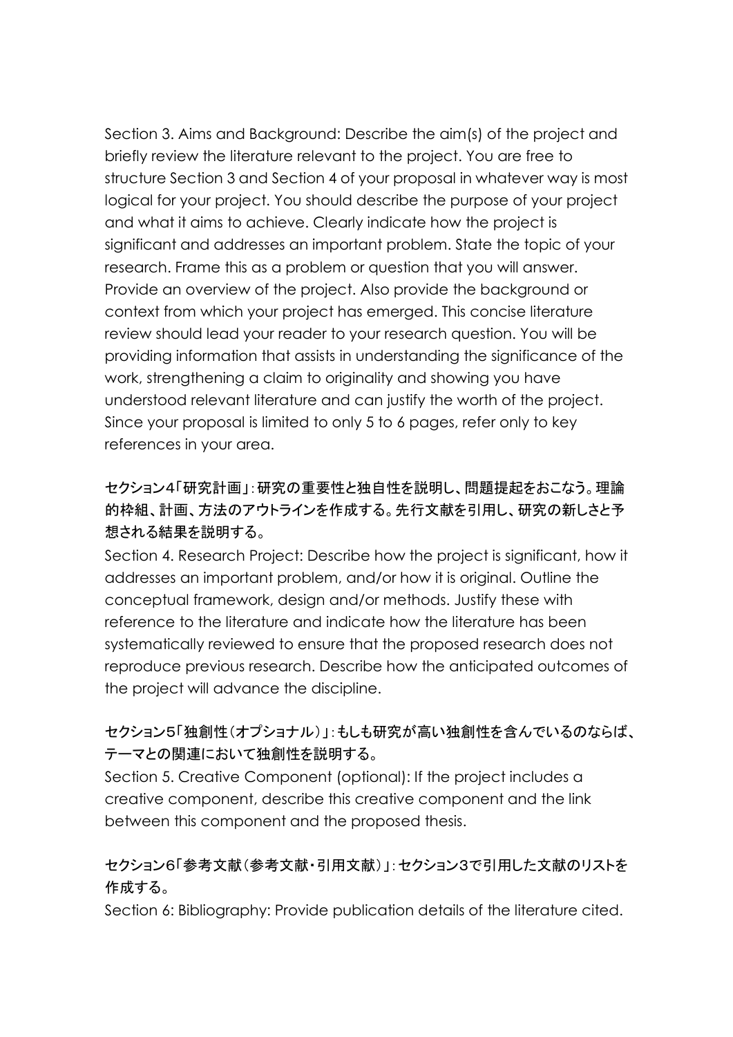Section 3. Aims and Background: Describe the aim(s) of the project and briefly review the literature relevant to the project. You are free to structure Section 3 and Section 4 of your proposal in whatever way is most logical for your project. You should describe the purpose of your project and what it aims to achieve. Clearly indicate how the project is significant and addresses an important problem. State the topic of your research. Frame this as a problem or question that you will answer. Provide an overview of the project. Also provide the background or context from which your project has emerged. This concise literature review should lead your reader to your research question. You will be providing information that assists in understanding the significance of the work, strengthening a claim to originality and showing you have understood relevant literature and can justify the worth of the project. Since your proposal is limited to only 5 to 6 pages, refer only to key references in your area.

**セクション4「研究計画」：研究の重要性と独自性を説明し、問題提起をおこなう。理論的枠組、計画、方法のアウトラインを作成する。先行文献を引用し、研究の新しさと予想される結果を説明する。**

Section 4. Research Project: Describe how the project is significant, how it addresses an important problem, and/or how it is original. Outline the conceptual framework, design and/or methods. Justify these with reference to the literature and indicate how the literature has been systematically reviewed to ensure that the proposed research does not reproduce previous research. Describe how the anticipated outcomes of the project will advance the discipline.

**セクション5「独創性（オプショナル）」：もしも研究が高い独創性を含んでいるのならば、テーマとの関連において独創性を説明する。**

Section 5. Creative Component (optional): If the project includes a creative component, describe this creative component and the link between this component and the proposed thesis.

**セクション6「参考文献（参考文献・引用文献）」：セクション3で引用した文献のリストを作成する。**

Section 6: Bibliography: Provide publication details of the literature cited.